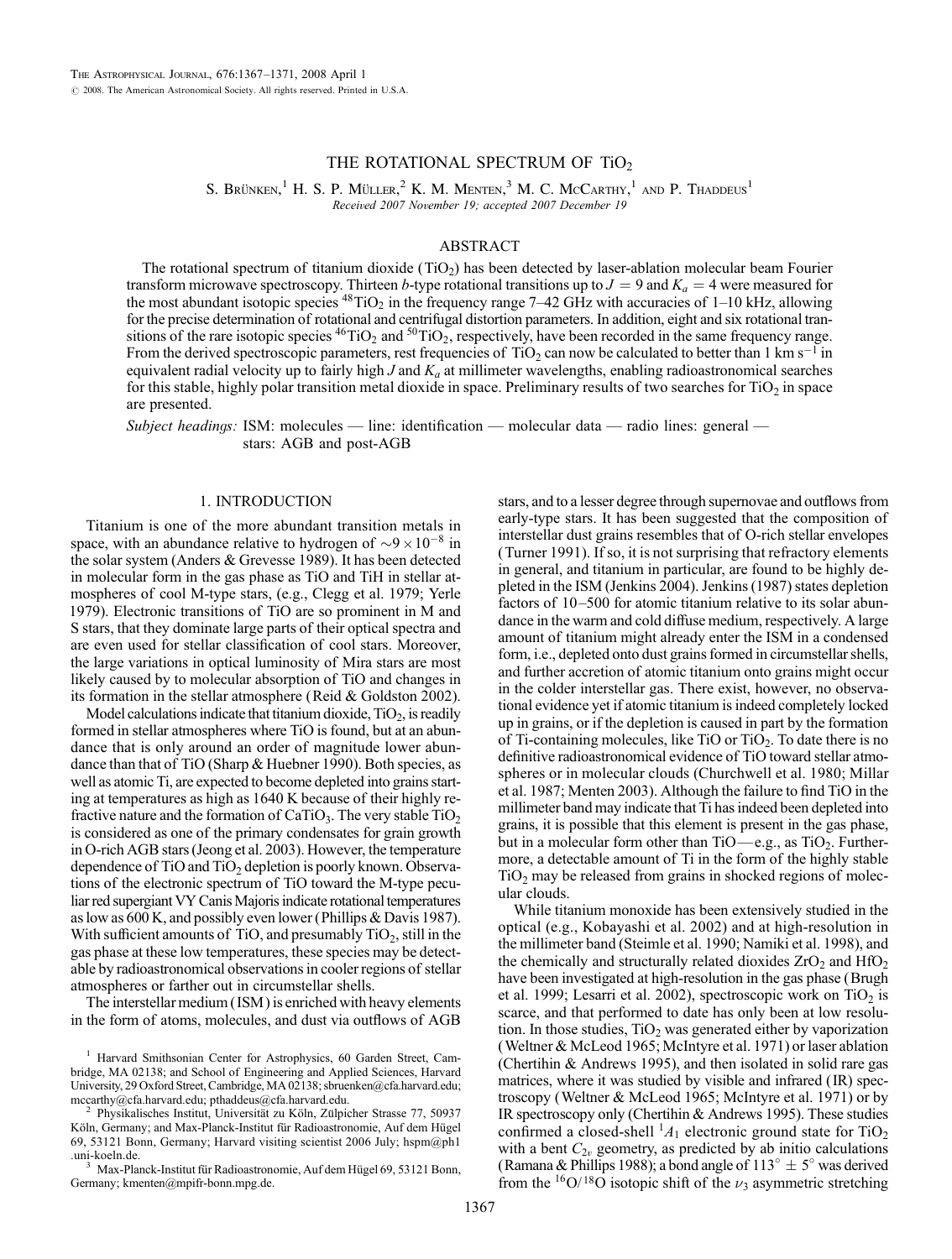# THE ROTATIONAL SPECTRUM OF $TiO_2$

S. Brünken,[1] H. S. P. Müller,[2] K. M. Menten,[3] M. C. McCarthy,[1] and P. Thaddeus[1]

*Received 2007 November 19; accepted 2007 December 19*

## ABSTRACT

The rotational spectrum of titanium dioxide ($TiO_2$) has been detected by laser-ablation molecular beam Fourier transform microwave spectroscopy. Thirteen *b*-type rotational transitions up to $J = 9$ and $K_a = 4$ were measured for the most abundant isotopic species $^{48}TiO_2$ in the frequency range 7–42 GHz with accuracies of 1–10 kHz, allowing for the precise determination of rotational and centrifugal distortion parameters. In addition, eight and six rotational transitions of the rare isotopic species $^{46}TiO_2$ and $^{50}TiO_2$, respectively, have been recorded in the same frequency range. From the derived spectroscopic parameters, rest frequencies of $TiO_2$ can now be calculated to better than 1 km $s^{-1}$ in equivalent radial velocity up to fairly high $J$ and $K_a$ at millimeter wavelengths, enabling radioastronomical searches for this stable, highly polar transition metal dioxide in space. Preliminary results of two searches for $TiO_2$ in space are presented.

*Subject headings:* ISM: molecules — line: identification — molecular data — radio lines: general — stars: AGB and post-AGB

## 1. INTRODUCTION

Titanium is one of the more abundant transition metals in space, with an abundance relative to hydrogen of $\sim 9 \times 10^{-8}$ in the solar system (Anders & Grevesse 1989). It has been detected in molecular form in the gas phase as TiO and TiH in stellar atmospheres of cool M-type stars, (e.g., Clegg et al. 1979; Yerle 1979). Electronic transitions of TiO are so prominent in M and S stars, that they dominate large parts of their optical spectra and are even used for stellar classification of cool stars. Moreover, the large variations in optical luminosity of Mira stars are most likely caused by to molecular absorption of TiO and changes in its formation in the stellar atmosphere (Reid & Goldston 2002).

Model calculations indicate that titanium dioxide, $TiO_2$, is readily formed in stellar atmospheres where TiO is found, but at an abundance that is only around an order of magnitude lower abundance than that of TiO (Sharp & Huebner 1990). Both species, as well as atomic Ti, are expected to become depleted into grains starting at temperatures as high as 1640 K because of their highly refractive nature and the formation of $CaTiO_3$. The very stable $TiO_2$ is considered as one of the primary condensates for grain growth in O-rich AGB stars (Jeong et al. 2003). However, the temperature dependence of TiO and $TiO_2$ depletion is poorly known. Observations of the electronic spectrum of TiO toward the M-type peculiar red supergiant VY Canis Majoris indicate rotational temperatures as low as 600 K, and possibly even lower (Phillips & Davis 1987). With sufficient amounts of TiO, and presumably $TiO_2$, still in the gas phase at these low temperatures, these species may be detectable by radioastronomical observations in cooler regions of stellar atmospheres or farther out in circumstellar shells.

The interstellar medium (ISM) is enriched with heavy elements in the form of atoms, molecules, and dust via outflows of AGB stars, and to a lesser degree through supernovae and outflows from early-type stars. It has been suggested that the composition of interstellar dust grains resembles that of O-rich stellar envelopes (Turner 1991). If so, it is not surprising that refractory elements in general, and titanium in particular, are found to be highly depleted in the ISM (Jenkins 2004). Jenkins (1987) states depletion factors of 10–500 for atomic titanium relative to its solar abundance in the warm and cold diffuse medium, respectively. A large amount of titanium might already enter the ISM in a condensed form, i.e., depleted onto dust grains formed in circumstellar shells, and further accretion of atomic titanium onto grains might occur in the colder interstellar gas. There exist, however, no observational evidence yet if atomic titanium is indeed completely locked up in grains, or if the depletion is caused in part by the formation of Ti-containing molecules, like TiO or $TiO_2$. To date there is no definitive radioastronomical evidence of TiO toward stellar atmospheres or in molecular clouds (Churchwell et al. 1980; Millar et al. 1987; Menten 2003). Although the failure to find TiO in the millimeter band may indicate that Ti has indeed been depleted into grains, it is possible that this element is present in the gas phase, but in a molecular form other than TiO—e.g., as $TiO_2$. Furthermore, a detectable amount of Ti in the form of the highly stable $TiO_2$ may be released from grains in shocked regions of molecular clouds.

While titanium monoxide has been extensively studied in the optical (e.g., Kobayashi et al. 2002) and at high-resolution in the millimeter band (Steimle et al. 1990; Namiki et al. 1998), and the chemically and structurally related dioxides $ZrO_2$ and $HfO_2$ have been investigated at high-resolution in the gas phase (Brugh et al. 1999; Lesarri et al. 2002), spectroscopic work on $TiO_2$ is scarce, and that performed to date has only been at low resolution. In those studies, $TiO_2$ was generated either by vaporization (Weltner & McLeod 1965; McIntyre et al. 1971) or laser ablation (Chertihin & Andrews 1995), and then isolated in solid rare gas matrices, where it was studied by visible and infrared (IR) spectroscopy (Weltner & McLeod 1965; McIntyre et al. 1971) or by IR spectroscopy only (Chertihin & Andrews 1995). These studies confirmed a closed-shell $^1A_1$ electronic ground state for $TiO_2$ with a bent $C_{2v}$ geometry, as predicted by ab initio calculations (Ramana & Phillips 1988); a bond angle of $113° \pm 5°$ was derived from the $^{16}O/^{18}O$ isotopic shift of the $\nu_3$ asymmetric stretching

---

[1] Harvard Smithsonian Center for Astrophysics, 60 Garden Street, Cambridge, MA 02138; and School of Engineering and Applied Sciences, Harvard University, 29 Oxford Street, Cambridge, MA 02138; sbruenken@cfa.harvard.edu; mccarthy@cfa.harvard.edu; pthaddeus@cfa.harvard.edu.

[2] Physikalisches Institut, Universität zu Köln, Zülpicher Strasse 77, 50937 Köln, Germany; and Max-Planck-Institut für Radioastronomie, Auf dem Hügel 69, 53121 Bonn, Germany; Harvard visiting scientist 2006 July; hspm@ph1.uni-koeln.de.

[3] Max-Planck-Institut für Radioastronomie, Auf dem Hügel 69, 53121 Bonn, Germany; kmenten@mpifr-bonn.mpg.de.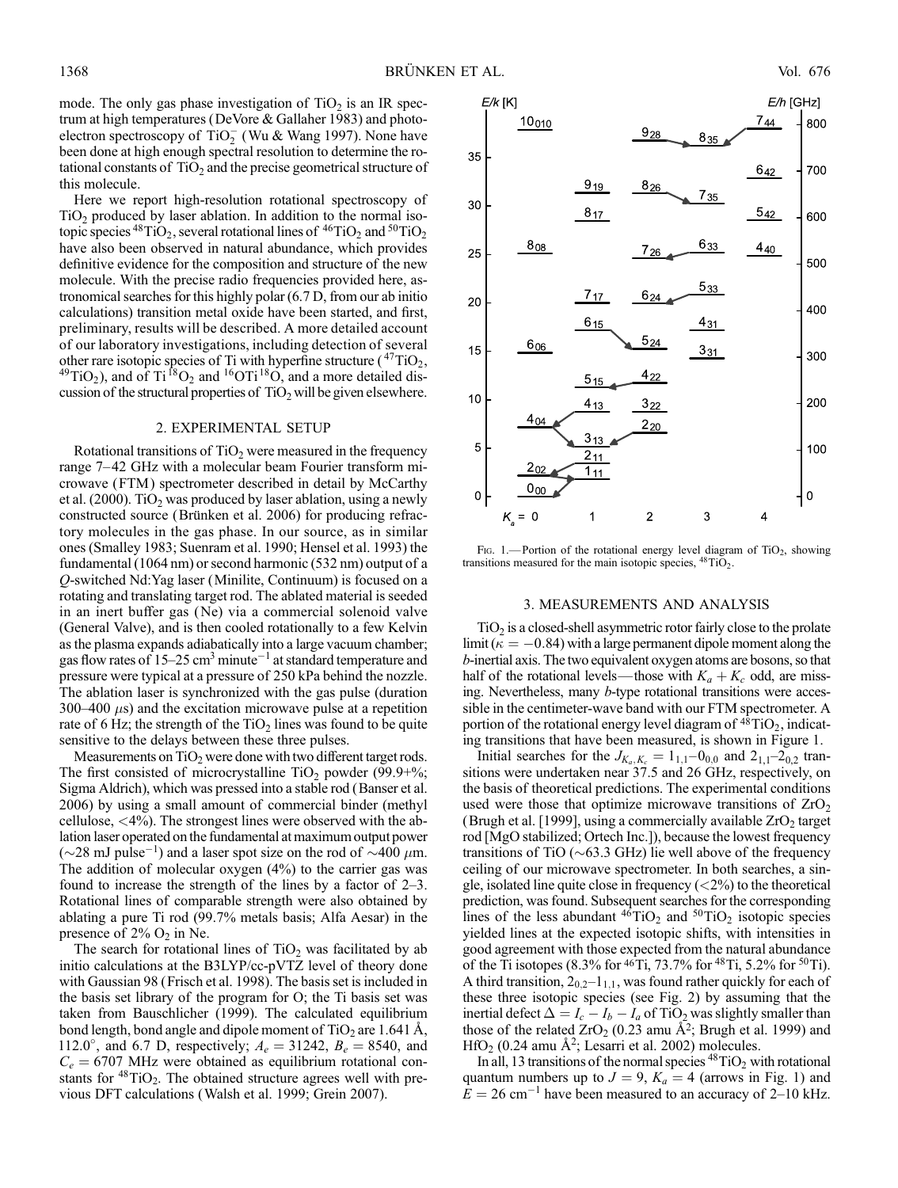mode. The only gas phase investigation of $TiO_2$ is an IR spectrum at high temperatures (DeVore & Gallaher 1983) and photoelectron spectroscopy of $TiO_2^-$ (Wu & Wang 1997). None have been done at high enough spectral resolution to determine the rotational constants of $TiO_2$ and the precise geometrical structure of this molecule.

Here we report high-resolution rotational spectroscopy of $TiO_2$ produced by laser ablation. In addition to the normal isotopic species $^{48}TiO_2$, several rotational lines of $^{46}TiO_2$ and $^{50}TiO_2$ have also been observed in natural abundance, which provides definitive evidence for the composition and structure of the new molecule. With the precise radio frequencies provided here, astronomical searches for this highly polar (6.7 D, from our ab initio calculations) transition metal oxide have been started, and first, preliminary, results will be described. A more detailed account of our laboratory investigations, including detection of several other rare isotopic species of Ti with hyperfine structure ($^{47}TiO_2$, $^{49}TiO_2$), and of $Ti^{18}O_2$ and $^{16}OTi^{18}O$, and a more detailed discussion of the structural properties of $TiO_2$ will be given elsewhere.

## 2. EXPERIMENTAL SETUP

Rotational transitions of $TiO_2$ were measured in the frequency range 7–42 GHz with a molecular beam Fourier transform microwave (FTM) spectrometer described in detail by McCarthy et al. (2000). $TiO_2$ was produced by laser ablation, using a newly constructed source (Brünken et al. 2006) for producing refractory molecules in the gas phase. In our source, as in similar ones (Smalley 1983; Suenram et al. 1990; Hensel et al. 1993) the fundamental (1064 nm) or second harmonic (532 nm) output of a Q-switched Nd:Yag laser (Minilite, Continuum) is focused on a rotating and translating target rod. The ablated material is seeded in an inert buffer gas (Ne) via a commercial solenoid valve (General Valve), and is then cooled rotationally to a few Kelvin as the plasma expands adiabatically into a large vacuum chamber; gas flow rates of 15–25 $cm^3$ $minute^{-1}$ at standard temperature and pressure were typical at a pressure of 250 kPa behind the nozzle. The ablation laser is synchronized with the gas pulse (duration 300–400 $\mu$s) and the excitation microwave pulse at a repetition rate of 6 Hz; the strength of the $TiO_2$ lines was found to be quite sensitive to the delays between these three pulses.

Measurements on $TiO_2$ were done with two different target rods. The first consisted of microcrystalline $TiO_2$ powder (99.9+%; Sigma Aldrich), which was pressed into a stable rod (Banser et al. 2006) by using a small amount of commercial binder (methyl cellulose, <4%). The strongest lines were observed with the ablation laser operated on the fundamental at maximum output power (~28 mJ $pulse^{-1}$) and a laser spot size on the rod of ~400 $\mu$m. The addition of molecular oxygen (4%) to the carrier gas was found to increase the strength of the lines by a factor of 2–3. Rotational lines of comparable strength were also obtained by ablating a pure Ti rod (99.7% metals basis; Alfa Aesar) in the presence of 2% $O_2$ in Ne.

The search for rotational lines of $TiO_2$ was facilitated by ab initio calculations at the B3LYP/cc-pVTZ level of theory done with Gaussian 98 (Frisch et al. 1998). The basis set is included in the basis set library of the program for O; the Ti basis set was taken from Bauschlicher (1999). The calculated equilibrium bond length, bond angle and dipole moment of $TiO_2$ are 1.641 Å, 112.0°, and 6.7 D, respectively; $A_e = 31242$, $B_e = 8540$, and $C_e = 6707$ MHz were obtained as equilibrium rotational constants for $^{48}TiO_2$. The obtained structure agrees well with previous DFT calculations (Walsh et al. 1999; Grein 2007).

FIG. 1.—Portion of the rotational energy level diagram of $TiO_2$, showing transitions measured for the main isotopic species, $^{48}TiO_2$.

## 3. MEASUREMENTS AND ANALYSIS

$TiO_2$ is a closed-shell asymmetric rotor fairly close to the prolate limit ($\kappa = -0.84$) with a large permanent dipole moment along the b-inertial axis. The two equivalent oxygen atoms are bosons, so that half of the rotational levels—those with $K_a + K_c$ odd, are missing. Nevertheless, many b-type rotational transitions were accessible in the centimeter-wave band with our FTM spectrometer. A portion of the rotational energy level diagram of $^{48}TiO_2$, indicating transitions that have been measured, is shown in Figure 1.

Initial searches for the $J_{K_a,K_c} = 1_{1,1}$–$0_{0,0}$ and $2_{1,1}$–$2_{0,2}$ transitions were undertaken near 37.5 and 26 GHz, respectively, on the basis of theoretical predictions. The experimental conditions used were those that optimize microwave transitions of $ZrO_2$ (Brugh et al. [1999], using a commercially available $ZrO_2$ target rod [MgO stabilized; Ortech Inc.]), because the lowest frequency transitions of TiO (~63.3 GHz) lie well above of the frequency ceiling of our microwave spectrometer. In both searches, a single, isolated line quite close in frequency (<2%) to the theoretical prediction, was found. Subsequent searches for the corresponding lines of the less abundant $^{46}TiO_2$ and $^{50}TiO_2$ isotopic species yielded lines at the expected isotopic shifts, with intensities in good agreement with those expected from the natural abundance of the Ti isotopes (8.3% for $^{46}Ti$, 73.7% for $^{48}Ti$, 5.2% for $^{50}Ti$). A third transition, $2_{0,2}$–$1_{1,1}$, was found rather quickly for each of these three isotopic species (see Fig. 2) by assuming that the inertial defect $\Delta = I_c - I_b - I_a$ of $TiO_2$ was slightly smaller than those of the related $ZrO_2$ (0.23 amu Å$^2$; Brugh et al. 1999) and $HfO_2$ (0.24 amu Å$^2$; Lesarri et al. 2002) molecules.

In all, 13 transitions of the normal species $^{48}TiO_2$ with rotational quantum numbers up to $J = 9$, $K_a = 4$ (arrows in Fig. 1) and $E = 26$ $cm^{-1}$ have been measured to an accuracy of 2–10 kHz.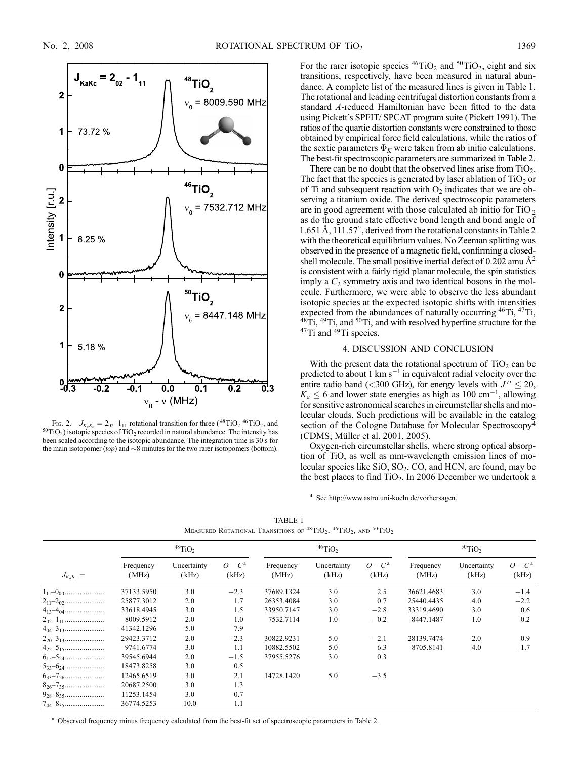FIG. 2.—$J_{K_aK_c} = 2_{02}$–$1_{11}$ rotational transition for three ($^{48}TiO_2$ $^{46}TiO_2$, and $^{50}TiO_2$) isotopic species of $TiO_2$ recorded in natural abundance. The intensity has been scaled according to the isotopic abundance. The integration time is 30 s for the main isotopomer (*top*) and ~8 minutes for the two rarer isotopomers (bottom).

For the rarer isotopic species $^{46}TiO_2$ and $^{50}TiO_2$, eight and six transitions, respectively, have been measured in natural abundance. A complete list of the measured lines is given in Table 1. The rotational and leading centrifugal distortion constants from a standard *A*-reduced Hamiltonian have been fitted to the data using Pickett's SPFIT/ SPCAT program suite (Pickett 1991). The ratios of the quartic distortion constants were constrained to those obtained by empirical force field calculations, while the ratios of the sextic parameters $\Phi_K$ were taken from ab initio calculations. The best-fit spectroscopic parameters are summarized in Table 2.

There can be no doubt that the observed lines arise from $TiO_2$. The fact that the species is generated by laser ablation of $TiO_2$ or of Ti and subsequent reaction with $O_2$ indicates that we are observing a titanium oxide. The derived spectroscopic parameters are in good agreement with those calculated ab initio for $TiO_2$ as do the ground state effective bond length and bond angle of 1.651 Å, 111.57°, derived from the rotational constants in Table 2 with the theoretical equilibrium values. No Zeeman splitting was observed in the presence of a magnetic field, confirming a closed-shell molecule. The small positive inertial defect of 0.202 amu Å$^2$ is consistent with a fairly rigid planar molecule, the spin statistics imply a $C_2$ symmetry axis and two identical bosons in the molecule. Furthermore, we were able to observe the less abundant isotopic species at the expected isotopic shifts with intensities expected from the abundances of naturally occurring $^{46}$Ti, $^{47}$Ti, $^{48}$Ti, $^{49}$Ti, and $^{50}$Ti, and with resolved hyperfine structure for the $^{47}$Ti and $^{49}$Ti species.

## 4. DISCUSSION AND CONCLUSION

With the present data the rotational spectrum of $TiO_2$ can be predicted to about 1 km s$^{-1}$ in equivalent radial velocity over the entire radio band (<300 GHz), for energy levels with $J'' \leq 20$, $K_a \leq 6$ and lower state energies as high as 100 cm$^{-1}$, allowing for sensitive astronomical searches in circumstellar shells and molecular clouds. Such predictions will be available in the catalog section of the Cologne Database for Molecular Spectroscopy[4] (CDMS; Müller et al. 2001, 2005).

Oxygen-rich circumstellar shells, where strong optical absorption of TiO, as well as mm-wavelength emission lines of molecular species like SiO, $SO_2$, CO, and HCN, are found, may be the best places to find $TiO_2$. In 2006 December we undertook a

[4] See http://www.astro.uni-koeln.de/vorhersagen.

TABLE 1
MEASURED ROTATIONAL TRANSITIONS OF $^{48}TiO_2$, $^{46}TiO_2$, AND $^{50}TiO_2$

| | $^{48}TiO_2$ | | | $^{46}TiO_2$ | | | $^{50}TiO_2$ | | |
|---|---|---|---|---|---|---|---|---|---|
| $J_{K_aK_c}$ = | Frequency (MHz) | Uncertainty (kHz) | $O-C$[a] (kHz) | Frequency (MHz) | Uncertainty (kHz) | $O-C$[a] (kHz) | Frequency (MHz) | Uncertainty (kHz) | $O-C$[a] (kHz) |
| $1_{11}$–$0_{00}$ | 37133.5950 | 3.0 | −2.3 | 37689.1324 | 3.0 | 2.5 | 36621.4683 | 3.0 | −1.4 |
| $2_{11}$–$2_{02}$ | 25877.3012 | 2.0 | 1.7 | 26353.4084 | 3.0 | 0.7 | 25440.4435 | 4.0 | −2.2 |
| $4_{13}$–$4_{04}$ | 33618.4945 | 3.0 | 1.5 | 33950.7147 | 3.0 | −2.8 | 33319.4690 | 3.0 | 0.6 |
| $2_{02}$–$1_{11}$ | 8009.5912 | 2.0 | 1.0 | 7532.7114 | 1.0 | −0.2 | 8447.1487 | 1.0 | 0.2 |
| $4_{04}$–$3_{13}$ | 41342.1296 | 5.0 | 7.9 | | | | | | |
| $2_{20}$–$3_{13}$ | 29423.3712 | 2.0 | −2.3 | 30822.9231 | 5.0 | −2.1 | 28139.7474 | 2.0 | 0.9 |
| $4_{22}$–$5_{15}$ | 9741.6774 | 3.0 | 1.1 | 10882.5502 | 5.0 | 6.3 | 8705.8141 | 4.0 | −1.7 |
| $6_{15}$–$5_{24}$ | 39545.6944 | 2.0 | −1.5 | 37955.5276 | 3.0 | 0.3 | | | |
| $5_{33}$–$6_{24}$ | 18473.8258 | 3.0 | 0.5 | | | | | | |
| $6_{33}$–$7_{26}$ | 12465.6519 | 3.0 | 2.1 | 14728.1420 | 5.0 | −3.5 | | | |
| $8_{26}$–$7_{35}$ | 20687.2500 | 3.0 | 1.3 | | | | | | |
| $9_{28}$–$8_{35}$ | 11253.1454 | 3.0 | 0.7 | | | | | | |
| $7_{44}$–$8_{35}$ | 36774.5253 | 10.0 | 1.1 | | | | | | |

[a] Observed frequency minus frequency calculated from the best-fit set of spectroscopic parameters in Table 2.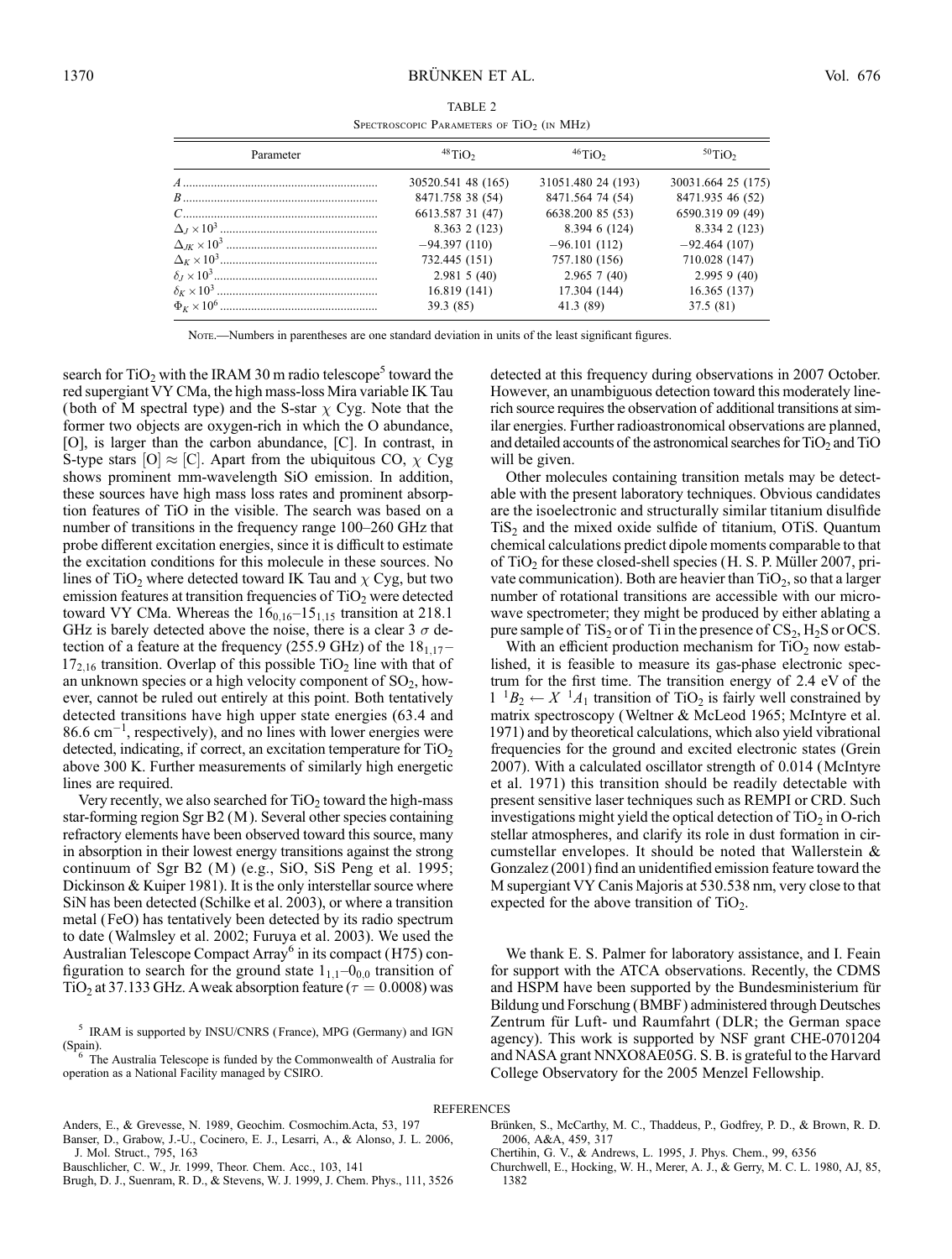TABLE 2

Spectroscopic Parameters of $TiO_2$ (in MHz)

| Parameter | $^{48}TiO_2$ | $^{46}TiO_2$ | $^{50}TiO_2$ |
|---|---|---|---|
| $A$ | 30520.541 48 (165) | 31051.480 24 (193) | 30031.664 25 (175) |
| $B$ | 8471.758 38 (54) | 8471.564 74 (54) | 8471.935 46 (52) |
| $C$ | 6613.587 31 (47) | 6638.200 85 (53) | 6590.319 09 (49) |
| $\Delta_J \times 10^3$ | 8.363 2 (123) | 8.394 6 (124) | 8.334 2 (123) |
| $\Delta_{JK} \times 10^3$ | −94.397 (110) | −96.101 (112) | −92.464 (107) |
| $\Delta_K \times 10^3$ | 732.445 (151) | 757.180 (156) | 710.028 (147) |
| $\delta_J \times 10^3$ | 2.981 5 (40) | 2.965 7 (40) | 2.995 9 (40) |
| $\delta_K \times 10^3$ | 16.819 (141) | 17.304 (144) | 16.365 (137) |
| $\Phi_K \times 10^6$ | 39.3 (85) | 41.3 (89) | 37.5 (81) |

Note.—Numbers in parentheses are one standard deviation in units of the least significant figures.

search for $TiO_2$ with the IRAM 30 m radio telescope[5] toward the red supergiant VY CMa, the high mass-loss Mira variable IK Tau (both of M spectral type) and the S-star $\chi$ Cyg. Note that the former two objects are oxygen-rich in which the O abundance, [O], is larger than the carbon abundance, [C]. In contrast, in S-type stars [O] ≈ [C]. Apart from the ubiquitous CO, $\chi$ Cyg shows prominent mm-wavelength SiO emission. In addition, these sources have high mass loss rates and prominent absorption features of TiO in the visible. The search was based on a number of transitions in the frequency range 100–260 GHz that probe different excitation energies, since it is difficult to estimate the excitation conditions for this molecule in these sources. No lines of $TiO_2$ where detected toward IK Tau and $\chi$ Cyg, but two emission features at transition frequencies of $TiO_2$ were detected toward VY CMa. Whereas the $16_{0,16}$–$15_{1,15}$ transition at 218.1 GHz is barely detected above the noise, there is a clear 3 $\sigma$ detection of a feature at the frequency (255.9 GHz) of the $18_{1,17}$–$17_{2,16}$ transition. Overlap of this possible $TiO_2$ line with that of an unknown species or a high velocity component of $SO_2$, however, cannot be ruled out entirely at this point. Both tentatively detected transitions have high upper state energies (63.4 and 86.6 cm$^{-1}$, respectively), and no lines with lower energies were detected, indicating, if correct, an excitation temperature for $TiO_2$ above 300 K. Further measurements of similarly high energetic lines are required.

Very recently, we also searched for $TiO_2$ toward the high-mass star-forming region Sgr B2 (M). Several other species containing refractory elements have been observed toward this source, many in absorption in their lowest energy transitions against the strong continuum of Sgr B2 (M) (e.g., SiO, SiS Peng et al. 1995; Dickinson & Kuiper 1981). It is the only interstellar source where SiN has been detected (Schilke et al. 2003), or where a transition metal (FeO) has tentatively been detected by its radio spectrum to date (Walmsley et al. 2002; Furuya et al. 2003). We used the Australian Telescope Compact Array[6] in its compact (H75) configuration to search for the ground state $1_{1,1}$–$0_{0,0}$ transition of $TiO_2$ at 37.133 GHz. A weak absorption feature ($\tau = 0.0008$) was detected at this frequency during observations in 2007 October. However, an unambiguous detection toward this moderately line-rich source requires the observation of additional transitions at similar energies. Further radioastronomical observations are planned, and detailed accounts of the astronomical searches for $TiO_2$ and TiO will be given.

Other molecules containing transition metals may be detectable with the present laboratory techniques. Obvious candidates are the isoelectronic and structurally similar titanium disulfide $TiS_2$ and the mixed oxide sulfide of titanium, OTiS. Quantum chemical calculations predict dipole moments comparable to that of $TiO_2$ for these closed-shell species (H. S. P. Müller 2007, private communication). Both are heavier than $TiO_2$, so that a larger number of rotational transitions are accessible with our microwave spectrometer; they might be produced by either ablating a pure sample of $TiS_2$ or of Ti in the presence of $CS_2$, $H_2S$ or OCS.

With an efficient production mechanism for $TiO_2$ now established, it is feasible to measure its gas-phase electronic spectrum for the first time. The transition energy of 2.4 eV of the $1\ ^1B_2 \leftarrow X\ ^1A_1$ transition of $TiO_2$ is fairly well constrained by matrix spectroscopy (Weltner & McLeod 1965; McIntyre et al. 1971) and by theoretical calculations, which also yield vibrational frequencies for the ground and excited electronic states (Grein 2007). With a calculated oscillator strength of 0.014 (McIntyre et al. 1971) this transition should be readily detectable with present sensitive laser techniques such as REMPI or CRD. Such investigations might yield the optical detection of $TiO_2$ in O-rich stellar atmospheres, and clarify its role in dust formation in circumstellar envelopes. It should be noted that Wallerstein & Gonzalez (2001) find an unidentified emission feature toward the M supergiant VY Canis Majoris at 530.538 nm, very close to that expected for the above transition of $TiO_2$.

We thank E. S. Palmer for laboratory assistance, and I. Feain for support with the ATCA observations. Recently, the CDMS and HSPM have been supported by the Bundesministerium für Bildung und Forschung (BMBF) administered through Deutsches Zentrum für Luft- und Raumfahrt (DLR; the German space agency). This work is supported by NSF grant CHE-0701204 and NASA grant NNXO8AE05G. S. B. is grateful to the Harvard College Observatory for the 2005 Menzel Fellowship.

[5] IRAM is supported by INSU/CNRS (France), MPG (Germany) and IGN (Spain).

[6] The Australia Telescope is funded by the Commonwealth of Australia for operation as a National Facility managed by CSIRO.

## REFERENCES

Anders, E., & Grevesse, N. 1989, Geochim. Cosmochim.Acta, 53, 197

Banser, D., Grabow, J.-U., Cocinero, E. J., Lesarri, A., & Alonso, J. L. 2006, J. Mol. Struct., 795, 163

Bauschlicher, C. W., Jr. 1999, Theor. Chem. Acc., 103, 141

Brugh, D. J., Suenram, R. D., & Stevens, W. J. 1999, J. Chem. Phys., 111, 3526

Brünken, S., McCarthy, M. C., Thaddeus, P., Godfrey, P. D., & Brown, R. D. 2006, A&A, 459, 317

Chertihin, G. V., & Andrews, L. 1995, J. Phys. Chem., 99, 6356

Churchwell, E., Hocking, W. H., Merer, A. J., & Gerry, M. C. L. 1980, AJ, 85, 1382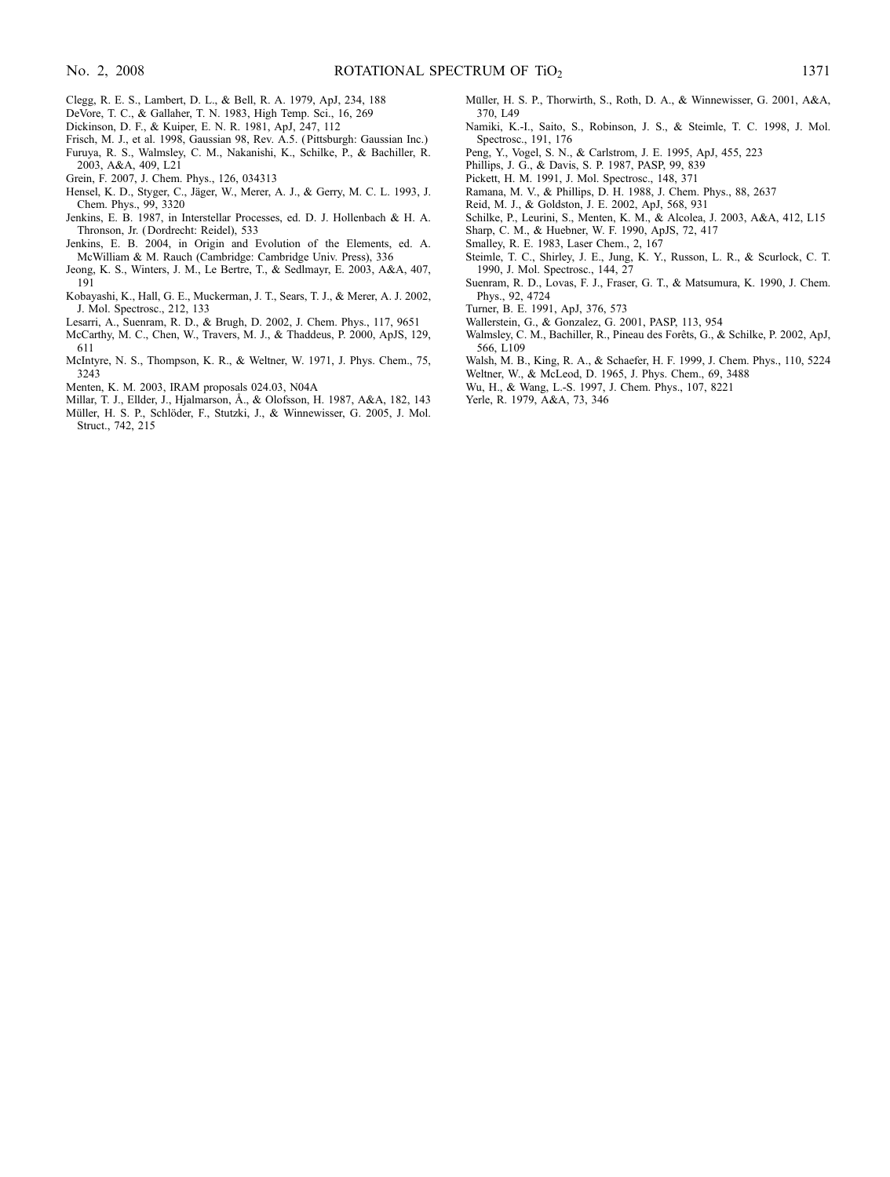Clegg, R. E. S., Lambert, D. L., & Bell, R. A. 1979, ApJ, 234, 188

DeVore, T. C., & Gallaher, T. N. 1983, High Temp. Sci., 16, 269

Dickinson, D. F., & Kuiper, E. N. R. 1981, ApJ, 247, 112

Frisch, M. J., et al. 1998, Gaussian 98, Rev. A.5. (Pittsburgh: Gaussian Inc.)

Furuya, R. S., Walmsley, C. M., Nakanishi, K., Schilke, P., & Bachiller, R. 2003, A&A, 409, L21

Grein, F. 2007, J. Chem. Phys., 126, 034313

Hensel, K. D., Styger, C., Jäger, W., Merer, A. J., & Gerry, M. C. L. 1993, J. Chem. Phys., 99, 3320

Jenkins, E. B. 1987, in Interstellar Processes, ed. D. J. Hollenbach & H. A. Thronson, Jr. (Dordrecht: Reidel), 533

Jenkins, E. B. 2004, in Origin and Evolution of the Elements, ed. A. McWilliam & M. Rauch (Cambridge: Cambridge Univ. Press), 336

Jeong, K. S., Winters, J. M., Le Bertre, T., & Sedlmayr, E. 2003, A&A, 407, 191

Kobayashi, K., Hall, G. E., Muckerman, J. T., Sears, T. J., & Merer, A. J. 2002, J. Mol. Spectrosc., 212, 133

Lesarri, A., Suenram, R. D., & Brugh, D. 2002, J. Chem. Phys., 117, 9651

McCarthy, M. C., Chen, W., Travers, M. J., & Thaddeus, P. 2000, ApJS, 129, 611

McIntyre, N. S., Thompson, K. R., & Weltner, W. 1971, J. Phys. Chem., 75, 3243

Menten, K. M. 2003, IRAM proposals 024.03, N04A

Millar, T. J., Ellder, J., Hjalmarson, Å., & Olofsson, H. 1987, A&A, 182, 143

Müller, H. S. P., Schlöder, F., Stutzki, J., & Winnewisser, G. 2005, J. Mol. Struct., 742, 215

Müller, H. S. P., Thorwirth, S., Roth, D. A., & Winnewisser, G. 2001, A&A, 370, L49

Namiki, K.-I., Saito, S., Robinson, J. S., & Steimle, T. C. 1998, J. Mol. Spectrosc., 191, 176

Peng, Y., Vogel, S. N., & Carlstrom, J. E. 1995, ApJ, 455, 223

Phillips, J. G., & Davis, S. P. 1987, PASP, 99, 839

Pickett, H. M. 1991, J. Mol. Spectrosc., 148, 371

Ramana, M. V., & Phillips, D. H. 1988, J. Chem. Phys., 88, 2637

Reid, M. J., & Goldston, J. E. 2002, ApJ, 568, 931

Schilke, P., Leurini, S., Menten, K. M., & Alcolea, J. 2003, A&A, 412, L15

Sharp, C. M., & Huebner, W. F. 1990, ApJS, 72, 417

Smalley, R. E. 1983, Laser Chem., 2, 167

Steimle, T. C., Shirley, J. E., Jung, K. Y., Russon, L. R., & Scurlock, C. T. 1990, J. Mol. Spectrosc., 144, 27

Suenram, R. D., Lovas, F. J., Fraser, G. T., & Matsumura, K. 1990, J. Chem. Phys., 92, 4724

Turner, B. E. 1991, ApJ, 376, 573

Wallerstein, G., & Gonzalez, G. 2001, PASP, 113, 954

Walmsley, C. M., Bachiller, R., Pineau des Forêts, G., & Schilke, P. 2002, ApJ, 566, L109

Walsh, M. B., King, R. A., & Schaefer, H. F. 1999, J. Chem. Phys., 110, 5224

Weltner, W., & McLeod, D. 1965, J. Phys. Chem., 69, 3488

Wu, H., & Wang, L.-S. 1997, J. Chem. Phys., 107, 8221

Yerle, R. 1979, A&A, 73, 346